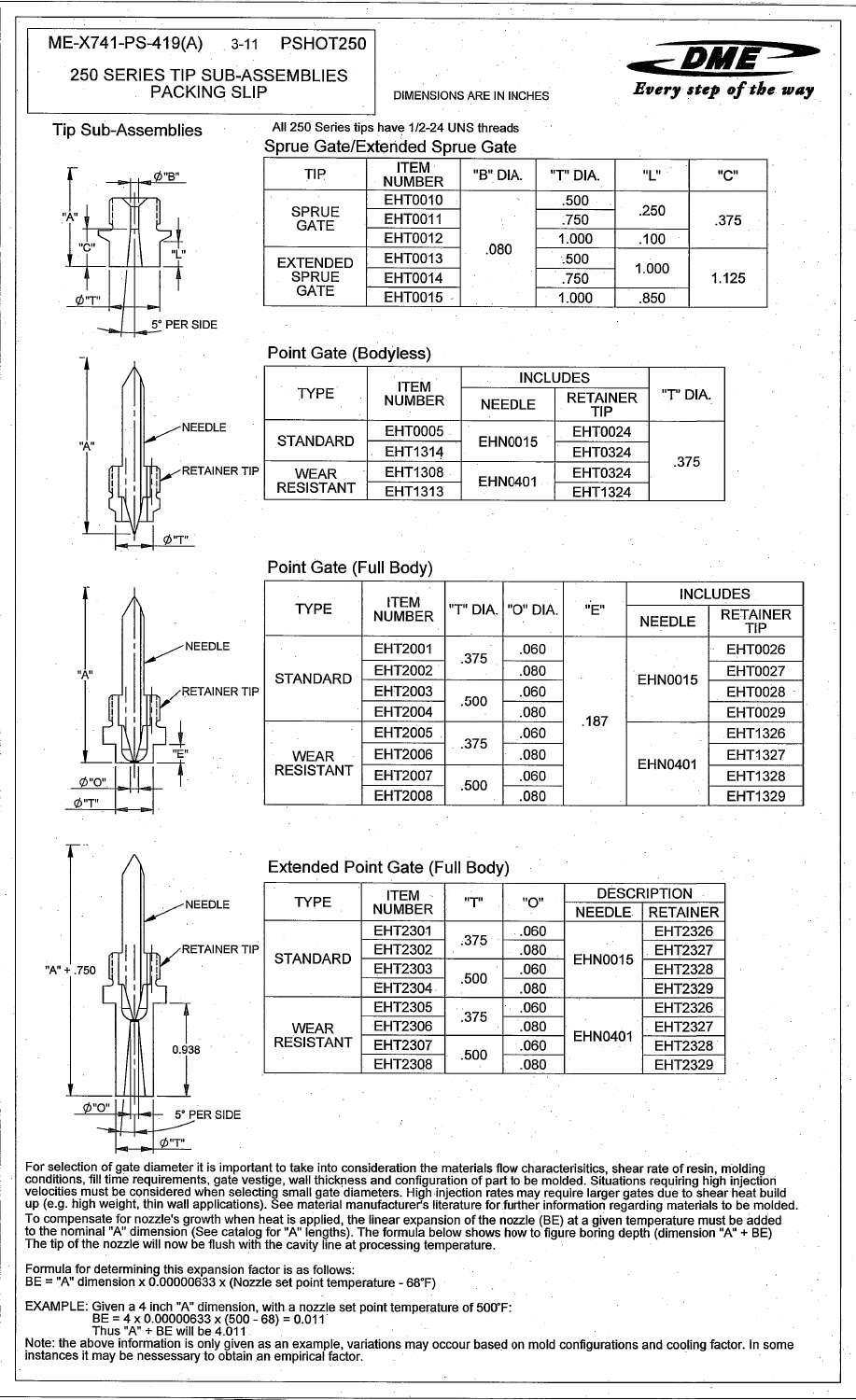ME-X741-PS-419(A) 3-11 PSHOT250

# 250 SERIES TIP SUB-ASSEMBLIES PACKING SLIP

DIMENSIONS ARE IN INCHES

DME *Every step of the way*

## Tip Sub-Assemblies

All 250 Series tips have 1/2-24 UNS threads

### Sprue Gate/Extended Sprue Gate

| TIP | ITEM NUMBER | "B" DIA. | "T" DIA. | "L" | "C" |
|---|---|---|---|---|---|
| SPRUE GATE | EHT0010 | .080 | .500 | .250 | .375 |
| | EHT0011 | | .750 | | |
| | EHT0012 | | 1.000 | .100 | |
| EXTENDED SPRUE GATE | EHT0013 | | .500 | 1.000 | 1.125 |
| | EHT0014 | | .750 | | |
| | EHT0015 | | 1.000 | .850 | |

### Point Gate (Bodyless)

| TYPE | ITEM NUMBER | INCLUDES | | "T" DIA. |
|---|---|---|---|---|
| | | NEEDLE | RETAINER TIP | |
| STANDARD | EHT0005 | EHN0015 | EHT0024 | .375 |
| | EHT1314 | | EHT0324 | |
| WEAR RESISTANT | EHT1308 | EHN0401 | EHT0324 | |
| | EHT1313 | | EHT1324 | |

### Point Gate (Full Body)

| TYPE | ITEM NUMBER | "T" DIA. | "O" DIA. | "E" | INCLUDES | |
|---|---|---|---|---|---|---|
| | | | | | NEEDLE | RETAINER TIP |
| STANDARD | EHT2001 | .375 | .060 | .187 | EHN0015 | EHT0026 |
| | EHT2002 | | .080 | | | EHT0027 |
| | EHT2003 | .500 | .060 | | | EHT0028 |
| | EHT2004 | | .080 | | | EHT0029 |
| WEAR RESISTANT | EHT2005 | .375 | .060 | | EHN0401 | EHT1326 |
| | EHT2006 | | .080 | | | EHT1327 |
| | EHT2007 | .500 | .060 | | | EHT1328 |
| | EHT2008 | | .080 | | | EHT1329 |

### Extended Point Gate (Full Body)

| TYPE | ITEM NUMBER | "T" | "O" | DESCRIPTION | |
|---|---|---|---|---|---|
| | | | | NEEDLE | RETAINER |
| STANDARD | EHT2301 | .375 | .060 | EHN0015 | EHT2326 |
| | EHT2302 | | .080 | | EHT2327 |
| | EHT2303 | .500 | .060 | | EHT2328 |
| | EHT2304 | | .080 | | EHT2329 |
| WEAR RESISTANT | EHT2305 | .375 | .060 | EHN0401 | EHT2326 |
| | EHT2306 | | .080 | | EHT2327 |
| | EHT2307 | .500 | .060 | | EHT2328 |
| | EHT2308 | | .080 | | EHT2329 |

For selection of gate diameter it is important to take into consideration the materials flow characterisitics, shear rate of resin, molding conditions, fill time requirements, gate vestige, wall thickness and configuration of part to be molded. Situations requiring high injection velocities must be considered when selecting small gate diameters. High injection rates may require larger gates due to shear heat build up (e.g. high weight, thin wall applications). See material manufacturer's literature for further information regarding materials to be molded. To compensate for nozzle's growth when heat is applied, the linear expansion of the nozzle (BE) at a given temperature must be added to the nominal "A" dimension (See catalog for "A" lengths). The formula below shows how to figure boring depth (dimension "A" + BE) The tip of the nozzle will now be flush with the cavity line at processing temperature.

Formula for determining this expansion factor is as follows:
BE = "A" dimension x 0.00000633 x (Nozzle set point temperature - 68°F)

EXAMPLE: Given a 4 inch "A" dimension, with a nozzle set point temperature of 500°F:
BE = 4 x 0.00000633 x (500 - 68) = 0.011
Thus "A" + BE will be 4.011

Note: the above information is only given as an example, variations may occour based on mold configurations and cooling factor. In some instances it may be nessessary to obtain an empirical factor.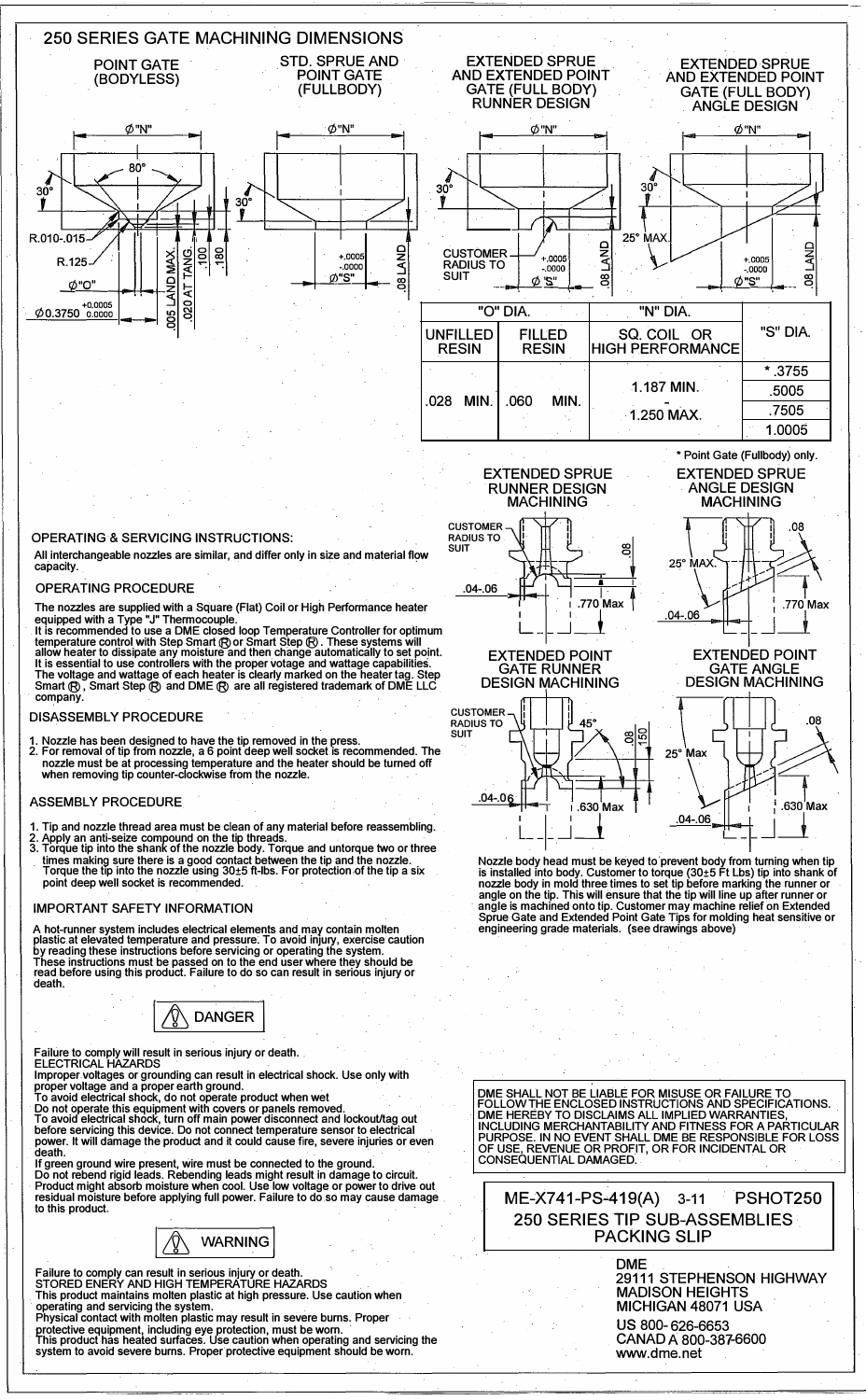# 250 SERIES GATE MACHINING DIMENSIONS

POINT GATE (BODYLESS)

Ø"N"

80°

30°

R.010-.015

R.125

Ø"O"

Ø0.3750 +0.0005 / 0.0000

.005 LAND MAX.

.020 AT TANG.

.100

.180

STD. SPRUE AND POINT GATE (FULLBODY)

Ø"N"

30°

+.0005 / -.0000

Ø"S"

.08 LAND

EXTENDED SPRUE AND EXTENDED POINT GATE (FULL BODY) RUNNER DESIGN

Ø"N"

30°

CUSTOMER RADIUS TO SUIT

+.0005 / -.0000

Ø"S"

.08 LAND

EXTENDED SPRUE AND EXTENDED POINT GATE (FULL BODY) ANGLE DESIGN

Ø"N"

30°

25° MAX.

+.0005 / -.0000

Ø"S"

.08 LAND

| "O" DIA. | | "N" DIA. | "S" DIA. |
|---|---|---|---|
| UNFILLED RESIN | FILLED RESIN | SQ. COIL OR HIGH PERFORMANCE | |
| .028 MIN. | .060 MIN. | 1.187 MIN. - 1.250 MAX. | * .3755 |
| | | | .5005 |
| | | | .7505 |
| | | | 1.0005 |

\* Point Gate (Fullbody) only.

EXTENDED SPRUE RUNNER DESIGN MACHINING

CUSTOMER RADIUS TO SUIT

.08

.04-.06

.770 Max

EXTENDED SPRUE ANGLE DESIGN MACHINING

.08

25° MAX.

.04-.06

.770 Max

EXTENDED POINT GATE RUNNER DESIGN MACHINING

CUSTOMER RADIUS TO SUIT

45°

.08

.150

.04-.06

.630 Max

EXTENDED POINT GATE ANGLE DESIGN MACHINING

.08

25° Max

.04-.06

.630 Max

Nozzle body head must be keyed to prevent body from turning when tip is installed into body. Customer to torque (30±5 Ft Lbs) tip into shank of nozzle body in mold three times to set tip before marking the runner or angle on the tip. This will ensure that the tip will line up after runner or angle is machined onto tip. Customer may machine relief on Extended Sprue Gate and Extended Point Gate Tips for molding heat sensitive or engineering grade materials. (see drawings above)

## OPERATING & SERVICING INSTRUCTIONS:

All interchangeable nozzles are similar, and differ only in size and material flow capacity.

### OPERATING PROCEDURE

The nozzles are supplied with a Square (Flat) Coil or High Performance heater equipped with a Type "J" Thermocouple.
It is recommended to use a DME closed loop Temperature Controller for optimum temperature control with Step Smart ® or Smart Step ®. These systems will allow heater to dissipate any moisture and then change automatically to set point.
It is essential to use controllers with the proper voltage and wattage capabilities.
The voltage and wattage of each heater is clearly marked on the heater tag. Step Smart ®, Smart Step ® and DME ® are all registered trademark of DME LLC company.

### DISASSEMBLY PROCEDURE

1. Nozzle has been designed to have the tip removed in the press.
2. For removal of tip from nozzle, a 6 point deep well socket is recommended. The nozzle must be at processing temperature and the heater should be turned off when removing tip counter-clockwise from the nozzle.

### ASSEMBLY PROCEDURE

1. Tip and nozzle thread area must be clean of any material before reassembling.
2. Apply an anti-seize compound on the tip threads.
3. Torque tip into the shank of the nozzle body. Torque and untorque two or three times making sure there is a good contact between the tip and the nozzle. Torque the tip into the nozzle using 30±5 ft-lbs. For protection of the tip a six point deep well socket is recommended.

### IMPORTANT SAFETY INFORMATION

A hot-runner system includes electrical elements and may contain molten plastic at elevated temperature and pressure. To avoid injury, exercise caution by reading these instructions before servicing or operating the system.
These instructions must be passed on to the end user where they should be read before using this product. Failure to do so can result in serious injury or death.

**DANGER**

Failure to comply will result in serious injury or death.
ELECTRICAL HAZARDS
Improper voltages or grounding can result in electrical shock. Use only with proper voltage and a proper earth ground.
To avoid electrical shock, do not operate product when wet
Do not operate this equipment with covers or panels removed.
To avoid electrical shock, turn off main power disconnect and lockout/tag out before servicing this device. Do not connect temperature sensor to electrical power. It will damage the product and it could cause fire, severe injuries or even death.
If green ground wire present, wire must be connected to the ground.
Do not rebend rigid leads. Rebending leads might result in damage to circuit.
Product might absorb moisture when cool. Use low voltage or power to drive out residual moisture before applying full power. Failure to do so may cause damage to this product.

**WARNING**

Failure to comply can result in serious injury or death.
STORED ENERGY AND HIGH TEMPERATURE HAZARDS
This product maintains molten plastic at high pressure. Use caution when operating and servicing the system.
Physical contact with molten plastic may result in severe burns. Proper protective equipment, including eye protection, must be worn.
This product has heated surfaces. Use caution when operating and servicing the system to avoid severe burns. Proper protective equipment should be worn.

DME SHALL NOT BE LIABLE FOR MISUSE OR FAILURE TO FOLLOW THE ENCLOSED INSTRUCTIONS AND SPECIFICATIONS. DME HEREBY TO DISCLAIMS ALL IMPLIED WARRANTIES, INCLUDING MERCHANTABILITY AND FITNESS FOR A PARTICULAR PURPOSE. IN NO EVENT SHALL DME BE RESPONSIBLE FOR LOSS OF USE, REVENUE OR PROFIT, OR FOR INCIDENTAL OR CONSEQUENTIAL DAMAGED.

ME-X741-PS-419(A) 3-11 PSHOT250
250 SERIES TIP SUB-ASSEMBLIES PACKING SLIP

DME
29111 STEPHENSON HIGHWAY
MADISON HEIGHTS
MICHIGAN 48071 USA
US 800-626-6653
CANADA 800-387-6600
www.dme.net